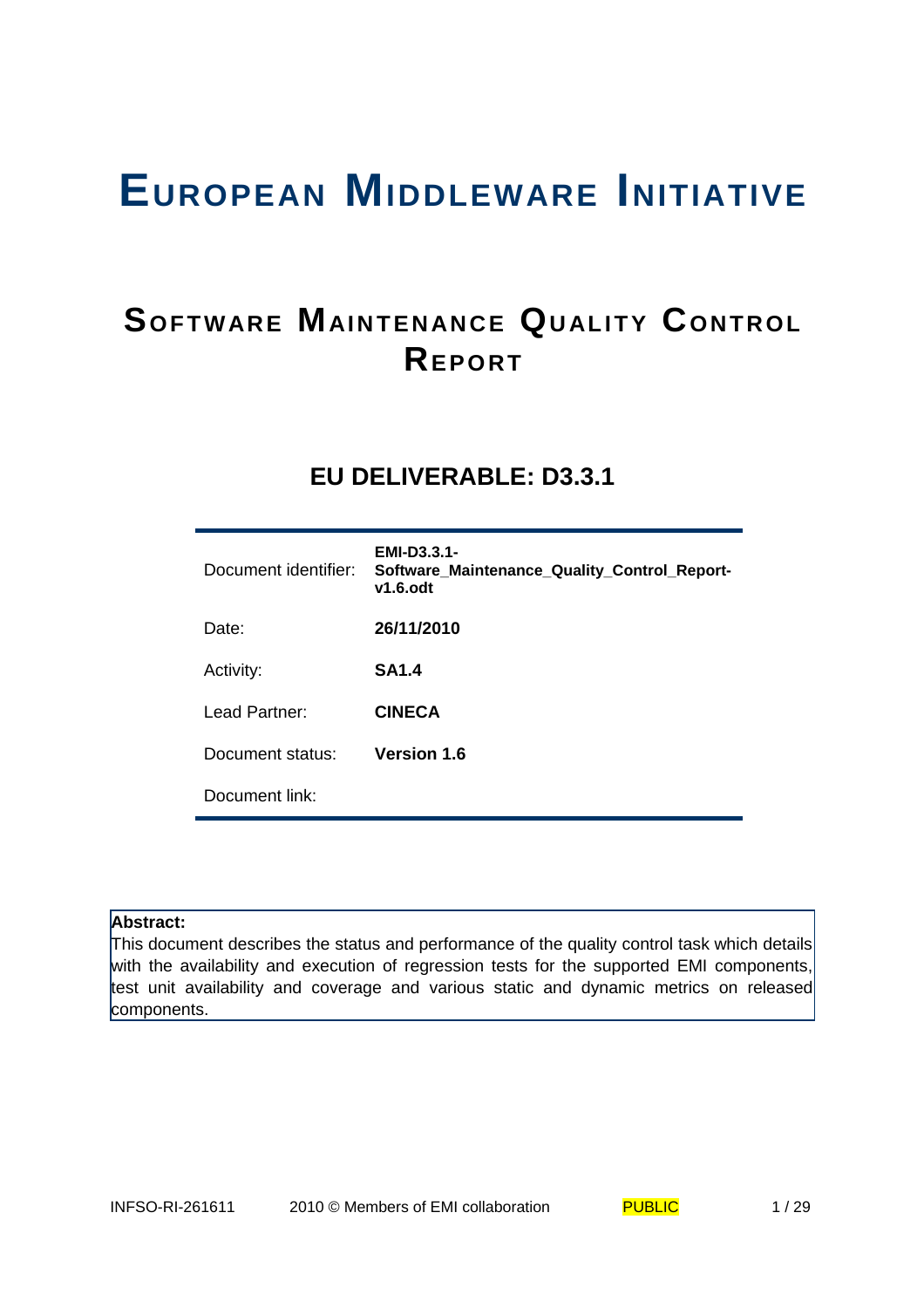# European Middleware Initiative

## Software Maintenance Quality Control Report

### EU DELIVERABLE: D3.3.1

| | |
|---|---|
| Document identifier: | **EMI-D3.3.1-Software_Maintenance_Quality_Control_Report-v1.6.odt** |
| Date: | **26/11/2010** |
| Activity: | **SA1.4** |
| Lead Partner: | **CINECA** |
| Document status: | **Version 1.6** |
| Document link: | |

**Abstract:**
This document describes the status and performance of the quality control task which details with the availability and execution of regression tests for the supported EMI components, test unit availability and coverage and various static and dynamic metrics on released components.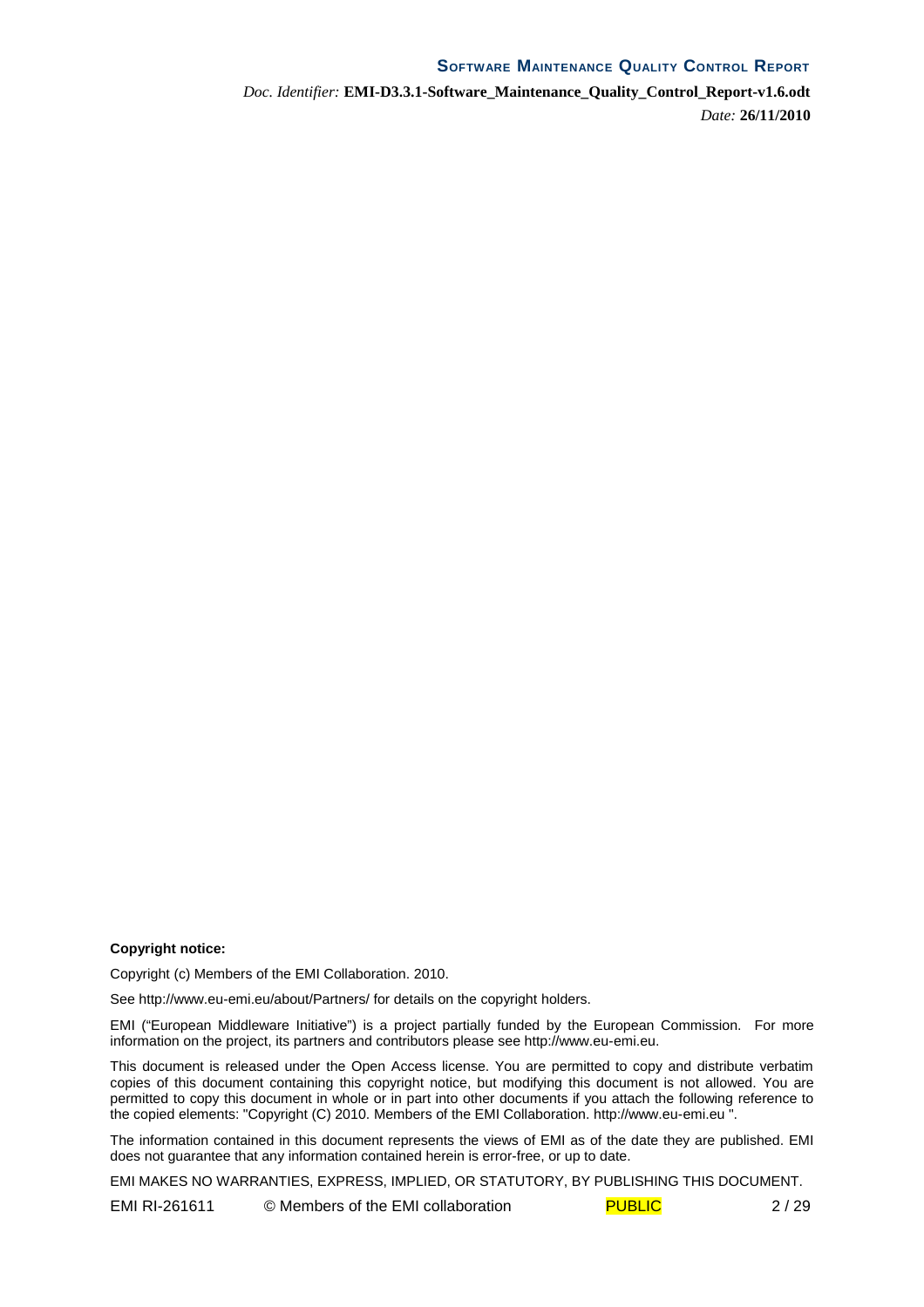**Copyright notice:**

Copyright (c) Members of the EMI Collaboration. 2010.

See http://www.eu-emi.eu/about/Partners/ for details on the copyright holders.

EMI ("European Middleware Initiative") is a project partially funded by the European Commission. For more information on the project, its partners and contributors please see http://www.eu-emi.eu.

This document is released under the Open Access license. You are permitted to copy and distribute verbatim copies of this document containing this copyright notice, but modifying this document is not allowed. You are permitted to copy this document in whole or in part into other documents if you attach the following reference to the copied elements: "Copyright (C) 2010. Members of the EMI Collaboration. http://www.eu-emi.eu ".

The information contained in this document represents the views of EMI as of the date they are published. EMI does not guarantee that any information contained herein is error-free, or up to date.

EMI MAKES NO WARRANTIES, EXPRESS, IMPLIED, OR STATUTORY, BY PUBLISHING THIS DOCUMENT.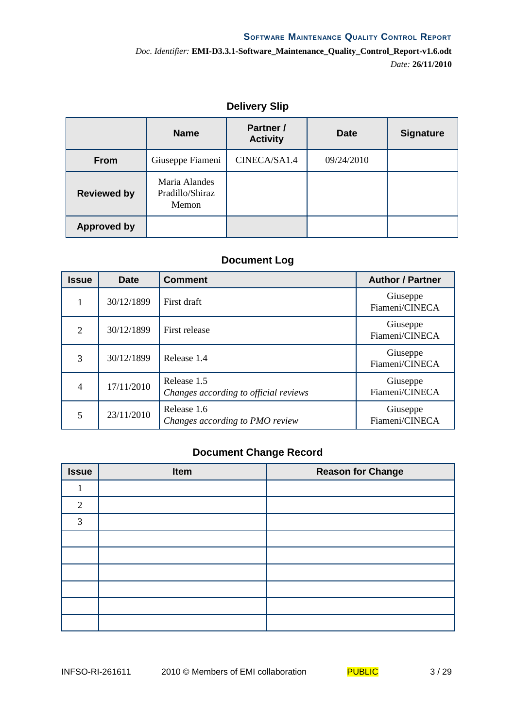## Delivery Slip

| | Name | Partner / Activity | Date | Signature |
|---|---|---|---|---|
| **From** | Giuseppe Fiameni | CINECA/SA1.4 | 09/24/2010 | |
| **Reviewed by** | Maria Alandes Pradillo/Shiraz Memon | | | |
| **Approved by** | | | | |

## Document Log

| Issue | Date | Comment | Author / Partner |
|---|---|---|---|
| 1 | 30/12/1899 | First draft | Giuseppe Fiameni/CINECA |
| 2 | 30/12/1899 | First release | Giuseppe Fiameni/CINECA |
| 3 | 30/12/1899 | Release 1.4 | Giuseppe Fiameni/CINECA |
| 4 | 17/11/2010 | Release 1.5<br>*Changes according to official reviews* | Giuseppe Fiameni/CINECA |
| 5 | 23/11/2010 | Release 1.6<br>*Changes according to PMO review* | Giuseppe Fiameni/CINECA |

## Document Change Record

| Issue | Item | Reason for Change |
|---|---|---|
| 1 | | |
| 2 | | |
| 3 | | |
| | | |
| | | |
| | | |
| | | |
| | | |
| | | |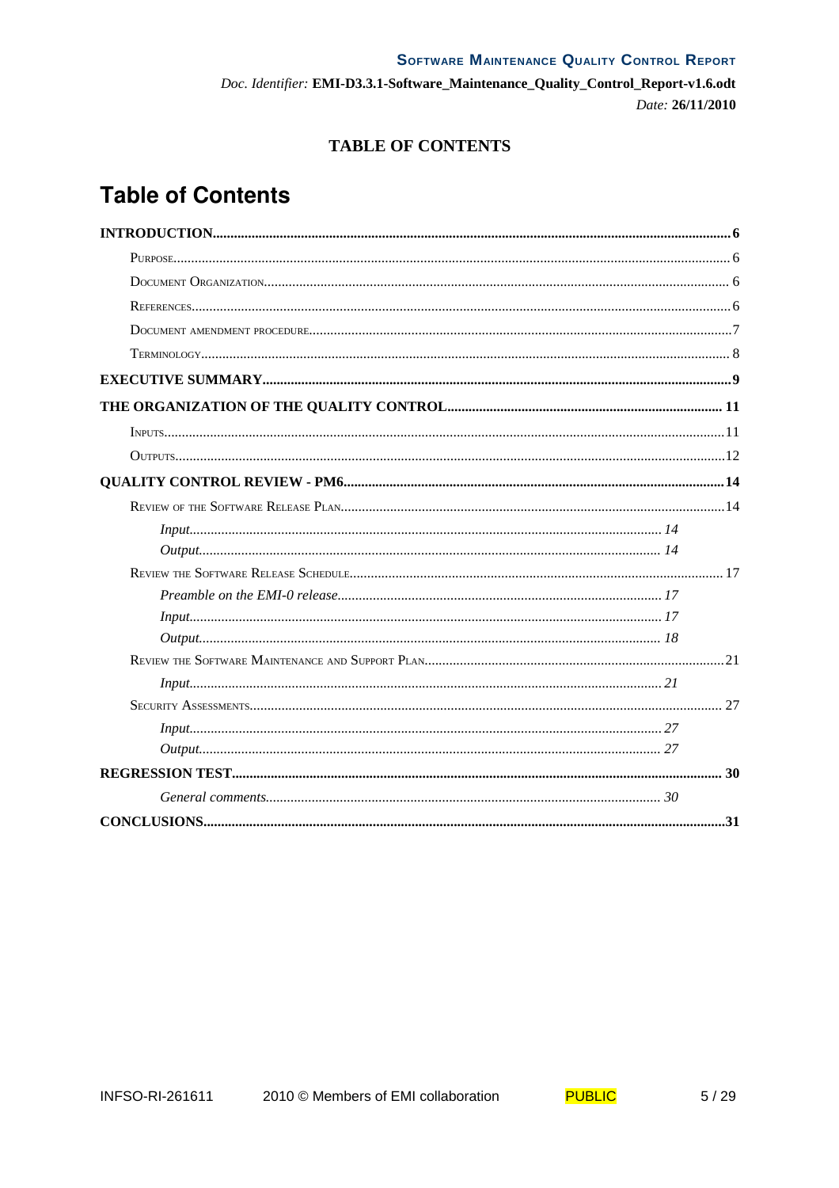TABLE OF CONTENTS

# Table of Contents

**INTRODUCTION.....6**

Purpose.....6

Document Organization.....6

References.....6

Document amendment procedure.....7

Terminology.....8

**EXECUTIVE SUMMARY.....9**

**THE ORGANIZATION OF THE QUALITY CONTROL.....11**

Inputs.....11

Outputs.....12

**QUALITY CONTROL REVIEW - PM6.....14**

Review of the Software Release Plan.....14

*Input.....14*

*Output.....14*

Review the Software Release Schedule.....17

*Preamble on the EMI-0 release.....17*

*Input.....17*

*Output.....18*

Review the Software Maintenance and Support Plan.....21

*Input.....21*

Security Assessments.....27

*Input.....27*

*Output.....27*

**REGRESSION TEST.....30**

*General comments.....30*

**CONCLUSIONS.....31**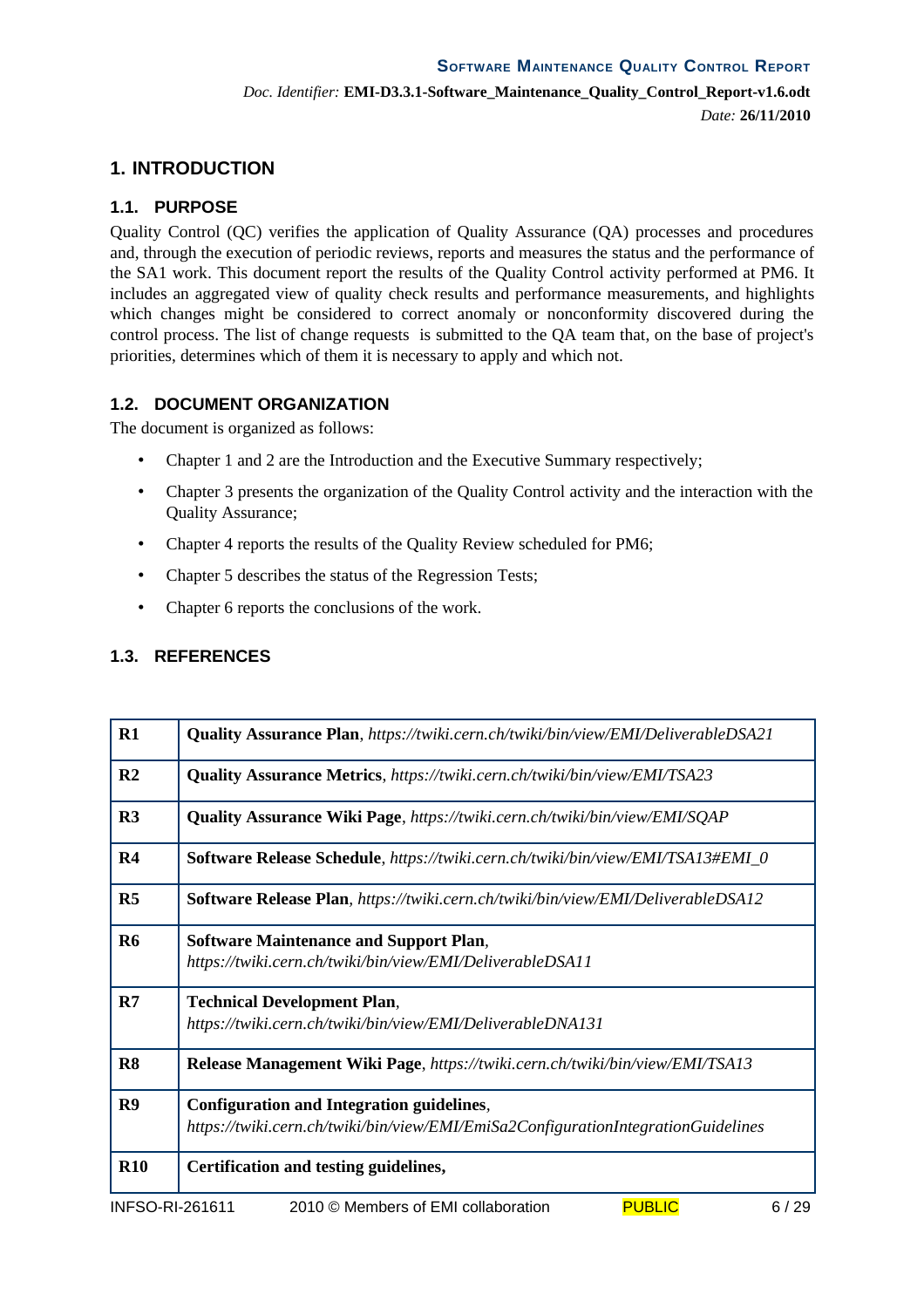# 1. INTRODUCTION

## 1.1. PURPOSE

Quality Control (QC) verifies the application of Quality Assurance (QA) processes and procedures and, through the execution of periodic reviews, reports and measures the status and the performance of the SA1 work. This document report the results of the Quality Control activity performed at PM6. It includes an aggregated view of quality check results and performance measurements, and highlights which changes might be considered to correct anomaly or nonconformity discovered during the control process. The list of change requests is submitted to the QA team that, on the base of project's priorities, determines which of them it is necessary to apply and which not.

## 1.2. DOCUMENT ORGANIZATION

The document is organized as follows:

- Chapter 1 and 2 are the Introduction and the Executive Summary respectively;
- Chapter 3 presents the organization of the Quality Control activity and the interaction with the Quality Assurance;
- Chapter 4 reports the results of the Quality Review scheduled for PM6;
- Chapter 5 describes the status of the Regression Tests;
- Chapter 6 reports the conclusions of the work.

## 1.3. REFERENCES

| | |
|---|---|
| **R1** | **Quality Assurance Plan**, *https://twiki.cern.ch/twiki/bin/view/EMI/DeliverableDSA21* |
| **R2** | **Quality Assurance Metrics**, *https://twiki.cern.ch/twiki/bin/view/EMI/TSA23* |
| **R3** | **Quality Assurance Wiki Page**, *https://twiki.cern.ch/twiki/bin/view/EMI/SQAP* |
| **R4** | **Software Release Schedule**, *https://twiki.cern.ch/twiki/bin/view/EMI/TSA13#EMI_0* |
| **R5** | **Software Release Plan**, *https://twiki.cern.ch/twiki/bin/view/EMI/DeliverableDSA12* |
| **R6** | **Software Maintenance and Support Plan**, *https://twiki.cern.ch/twiki/bin/view/EMI/DeliverableDSA11* |
| **R7** | **Technical Development Plan**, *https://twiki.cern.ch/twiki/bin/view/EMI/DeliverableDNA131* |
| **R8** | **Release Management Wiki Page**, *https://twiki.cern.ch/twiki/bin/view/EMI/TSA13* |
| **R9** | **Configuration and Integration guidelines**, *https://twiki.cern.ch/twiki/bin/view/EMI/EmiSa2ConfigurationIntegrationGuidelines* |
| **R10** | **Certification and testing guidelines,** |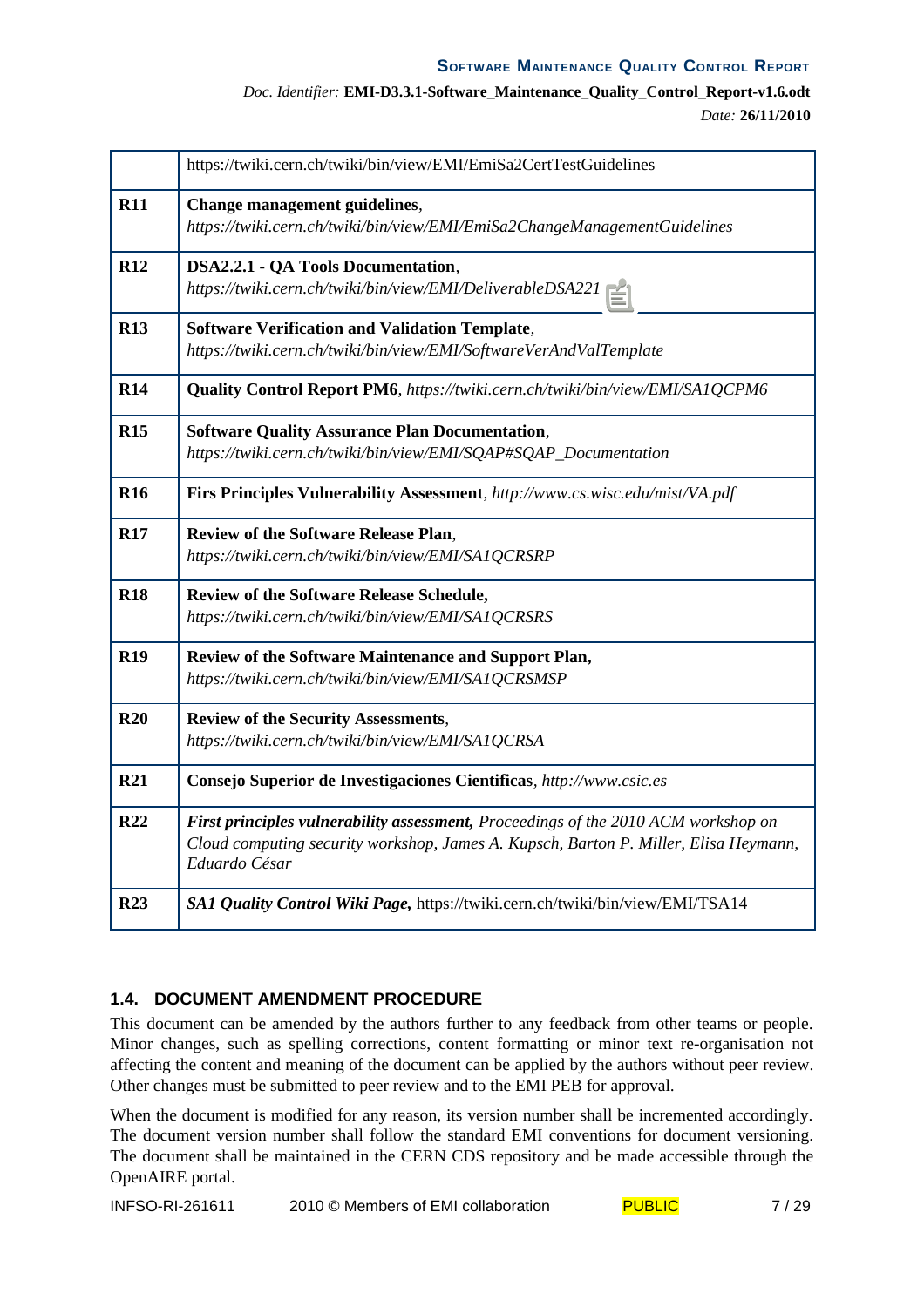|  |  |
|---|---|
|  | https://twiki.cern.ch/twiki/bin/view/EMI/EmiSa2CertTestGuidelines |
| **R11** | **Change management guidelines**, *https://twiki.cern.ch/twiki/bin/view/EMI/EmiSa2ChangeManagementGuidelines* |
| **R12** | **DSA2.2.1 - QA Tools Documentation**, *https://twiki.cern.ch/twiki/bin/view/EMI/DeliverableDSA221* |
| **R13** | **Software Verification and Validation Template**, *https://twiki.cern.ch/twiki/bin/view/EMI/SoftwareVerAndValTemplate* |
| **R14** | **Quality Control Report PM6**, *https://twiki.cern.ch/twiki/bin/view/EMI/SA1QCPM6* |
| **R15** | **Software Quality Assurance Plan Documentation**, *https://twiki.cern.ch/twiki/bin/view/EMI/SQAP#SQAP_Documentation* |
| **R16** | **Firs Principles Vulnerability Assessment**, *http://www.cs.wisc.edu/mist/VA.pdf* |
| **R17** | **Review of the Software Release Plan**, *https://twiki.cern.ch/twiki/bin/view/EMI/SA1QCRSRP* |
| **R18** | **Review of the Software Release Schedule,** *https://twiki.cern.ch/twiki/bin/view/EMI/SA1QCRSRS* |
| **R19** | **Review of the Software Maintenance and Support Plan,** *https://twiki.cern.ch/twiki/bin/view/EMI/SA1QCRSMSP* |
| **R20** | **Review of the Security Assessments**, *https://twiki.cern.ch/twiki/bin/view/EMI/SA1QCRSA* |
| **R21** | **Consejo Superior de Investigaciones Cientificas**, *http://www.csic.es* |
| **R22** | ***First principles vulnerability assessment,*** *Proceedings of the 2010 ACM workshop on Cloud computing security workshop, James A. Kupsch, Barton P. Miller, Elisa Heymann, Eduardo César* |
| **R23** | ***SA1 Quality Control Wiki Page,*** https://twiki.cern.ch/twiki/bin/view/EMI/TSA14 |

### 1.4. DOCUMENT AMENDMENT PROCEDURE

This document can be amended by the authors further to any feedback from other teams or people. Minor changes, such as spelling corrections, content formatting or minor text re-organisation not affecting the content and meaning of the document can be applied by the authors without peer review. Other changes must be submitted to peer review and to the EMI PEB for approval.

When the document is modified for any reason, its version number shall be incremented accordingly. The document version number shall follow the standard EMI conventions for document versioning. The document shall be maintained in the CERN CDS repository and be made accessible through the OpenAIRE portal.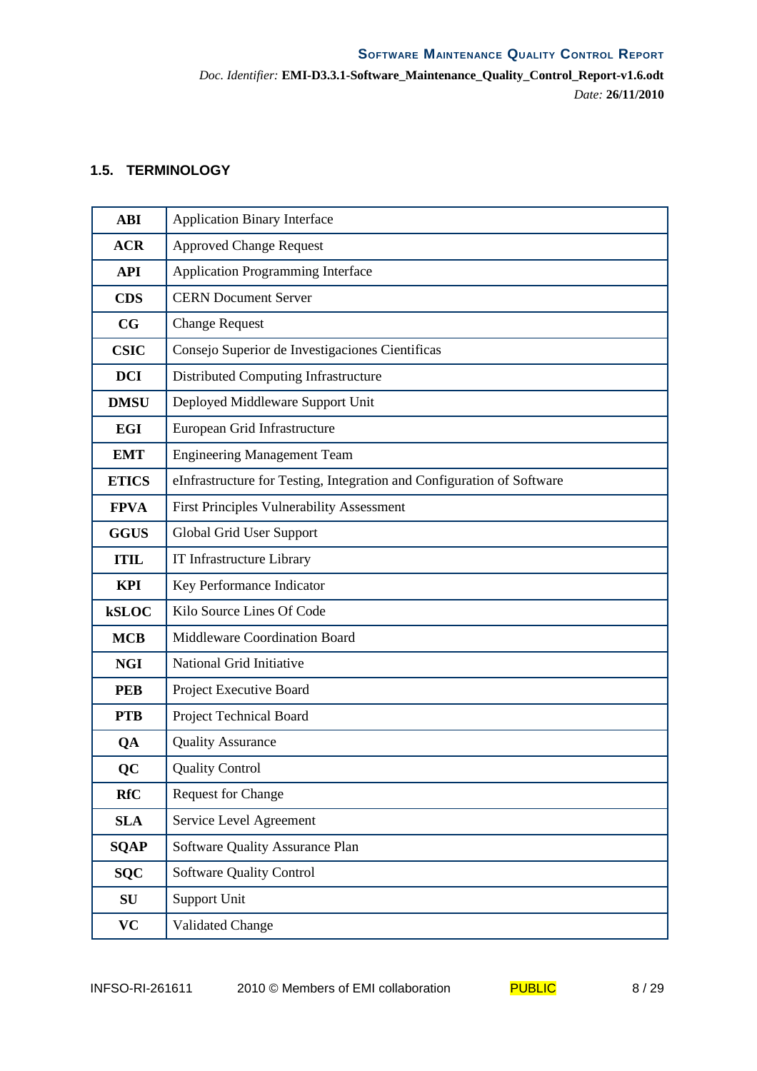### 1.5. TERMINOLOGY

| | |
|---|---|
| **ABI** | Application Binary Interface |
| **ACR** | Approved Change Request |
| **API** | Application Programming Interface |
| **CDS** | CERN Document Server |
| **CG** | Change Request |
| **CSIC** | Consejo Superior de Investigaciones Cientificas |
| **DCI** | Distributed Computing Infrastructure |
| **DMSU** | Deployed Middleware Support Unit |
| **EGI** | European Grid Infrastructure |
| **EMT** | Engineering Management Team |
| **ETICS** | eInfrastructure for Testing, Integration and Configuration of Software |
| **FPVA** | First Principles Vulnerability Assessment |
| **GGUS** | Global Grid User Support |
| **ITIL** | IT Infrastructure Library |
| **KPI** | Key Performance Indicator |
| **kSLOC** | Kilo Source Lines Of Code |
| **MCB** | Middleware Coordination Board |
| **NGI** | National Grid Initiative |
| **PEB** | Project Executive Board |
| **PTB** | Project Technical Board |
| **QA** | Quality Assurance |
| **QC** | Quality Control |
| **RfC** | Request for Change |
| **SLA** | Service Level Agreement |
| **SQAP** | Software Quality Assurance Plan |
| **SQC** | Software Quality Control |
| **SU** | Support Unit |
| **VC** | Validated Change |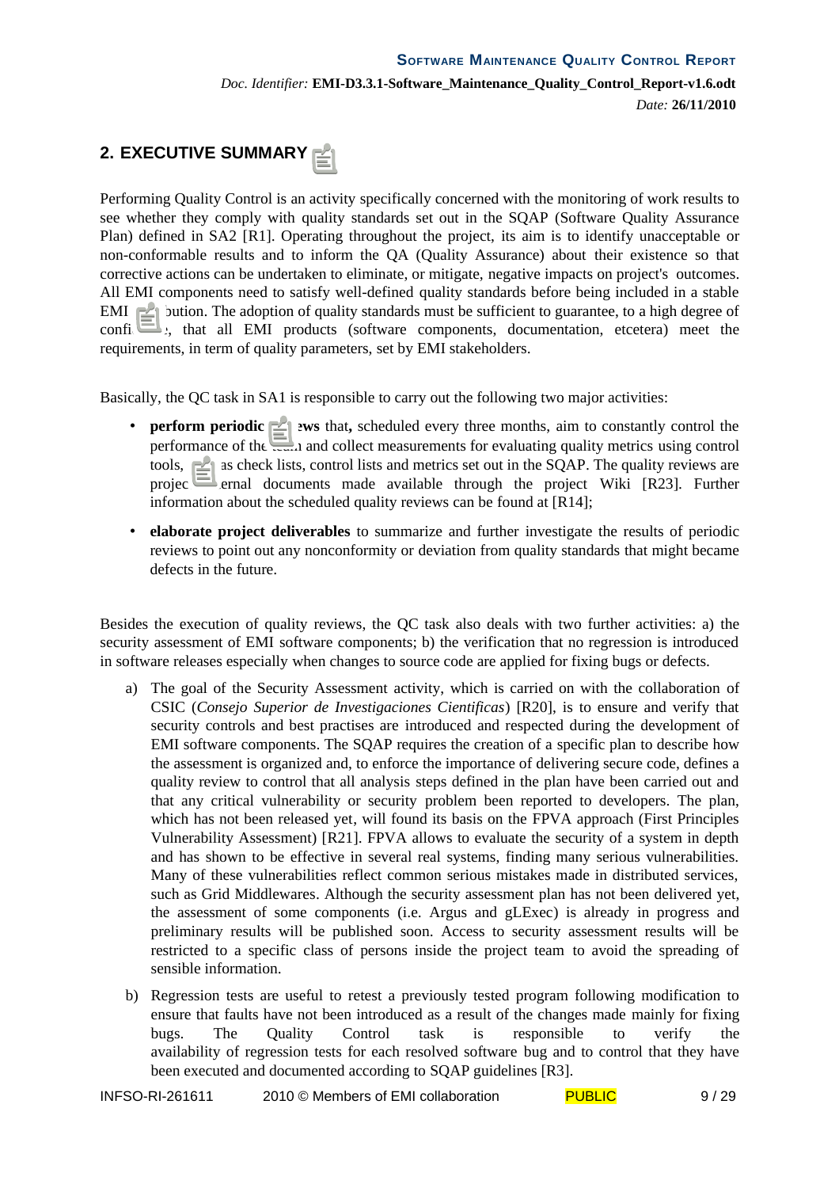# 2. EXECUTIVE SUMMARY

Performing Quality Control is an activity specifically concerned with the monitoring of work results to see whether they comply with quality standards set out in the SQAP (Software Quality Assurance Plan) defined in SA2 [R1]. Operating throughout the project, its aim is to identify unacceptable or non-conformable results and to inform the QA (Quality Assurance) about their existence so that corrective actions can be undertaken to eliminate, or mitigate, negative impacts on project's outcomes. All EMI components need to satisfy well-defined quality standards before being included in a stable EMI distribution. The adoption of quality standards must be sufficient to guarantee, to a high degree of confidence, that all EMI products (software components, documentation, etcetera) meet the requirements, in term of quality parameters, set by EMI stakeholders.

Basically, the QC task in SA1 is responsible to carry out the following two major activities:

- **perform periodic reviews** that**,** scheduled every three months, aim to constantly control the performance of the team and collect measurements for evaluating quality metrics using control tools, such as check lists, control lists and metrics set out in the SQAP. The quality reviews are project internal documents made available through the project Wiki [R23]. Further information about the scheduled quality reviews can be found at [R14];
- **elaborate project deliverables** to summarize and further investigate the results of periodic reviews to point out any nonconformity or deviation from quality standards that might became defects in the future.

Besides the execution of quality reviews, the QC task also deals with two further activities: a) the security assessment of EMI software components; b) the verification that no regression is introduced in software releases especially when changes to source code are applied for fixing bugs or defects.

a) The goal of the Security Assessment activity, which is carried on with the collaboration of CSIC (*Consejo Superior de Investigaciones Cientificas*) [R20], is to ensure and verify that security controls and best practises are introduced and respected during the development of EMI software components. The SQAP requires the creation of a specific plan to describe how the assessment is organized and, to enforce the importance of delivering secure code, defines a quality review to control that all analysis steps defined in the plan have been carried out and that any critical vulnerability or security problem been reported to developers. The plan, which has not been released yet, will found its basis on the FPVA approach (First Principles Vulnerability Assessment) [R21]. FPVA allows to evaluate the security of a system in depth and has shown to be effective in several real systems, finding many serious vulnerabilities. Many of these vulnerabilities reflect common serious mistakes made in distributed services, such as Grid Middlewares. Although the security assessment plan has not been delivered yet, the assessment of some components (i.e. Argus and gLExec) is already in progress and preliminary results will be published soon. Access to security assessment results will be restricted to a specific class of persons inside the project team to avoid the spreading of sensible information.

b) Regression tests are useful to retest a previously tested program following modification to ensure that faults have not been introduced as a result of the changes made mainly for fixing bugs. The Quality Control task is responsible to verify the availability of regression tests for each resolved software bug and to control that they have been executed and documented according to SQAP guidelines [R3].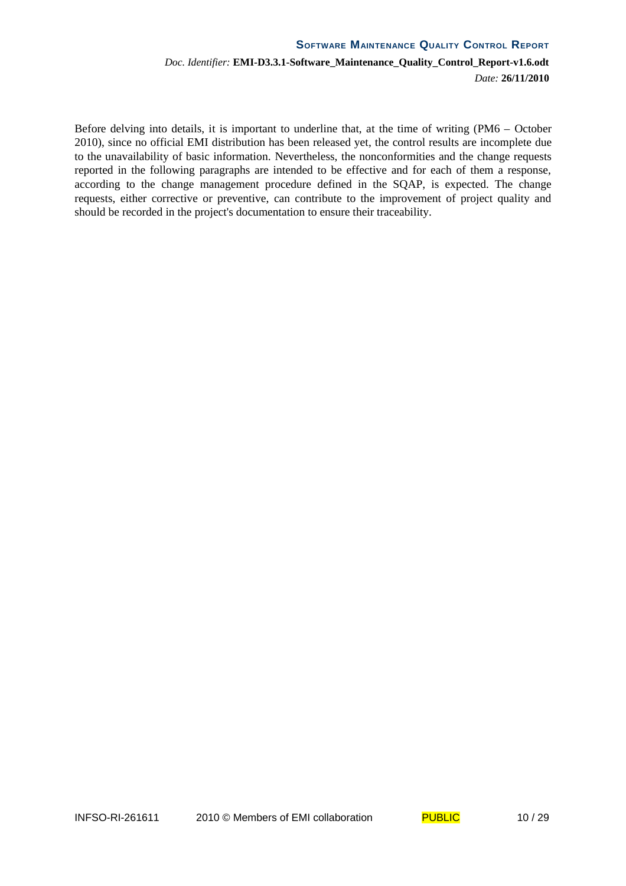Before delving into details, it is important to underline that, at the time of writing (PM6 – October 2010), since no official EMI distribution has been released yet, the control results are incomplete due to the unavailability of basic information. Nevertheless, the nonconformities and the change requests reported in the following paragraphs are intended to be effective and for each of them a response, according to the change management procedure defined in the SQAP, is expected. The change requests, either corrective or preventive, can contribute to the improvement of project quality and should be recorded in the project's documentation to ensure their traceability.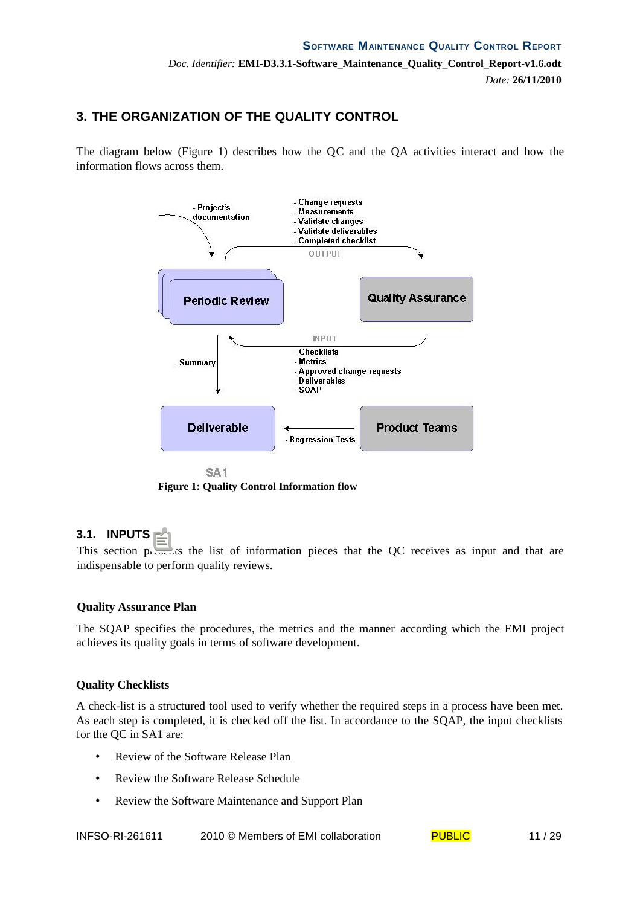## 3. THE ORGANIZATION OF THE QUALITY CONTROL

The diagram below (Figure 1) describes how the QC and the QA activities interact and how the information flows across them.

**Figure 1: Quality Control Information flow**

### 3.1. INPUTS

This section presents the list of information pieces that the QC receives as input and that are indispensable to perform quality reviews.

**Quality Assurance Plan**

The SQAP specifies the procedures, the metrics and the manner according which the EMI project achieves its quality goals in terms of software development.

**Quality Checklists**

A check-list is a structured tool used to verify whether the required steps in a process have been met. As each step is completed, it is checked off the list. In accordance to the SQAP, the input checklists for the QC in SA1 are:

- Review of the Software Release Plan
- Review the Software Release Schedule
- Review the Software Maintenance and Support Plan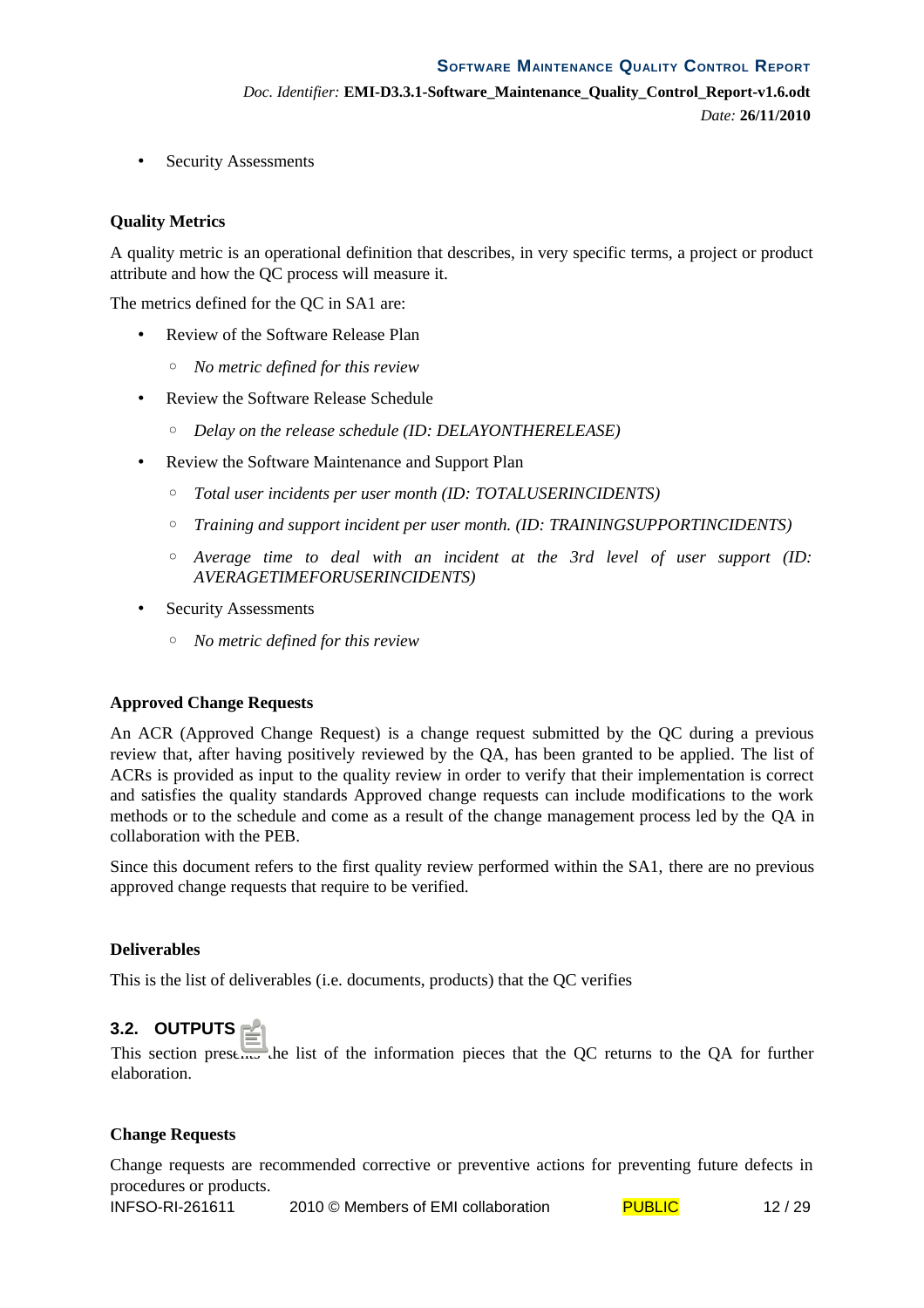- Security Assessments

**Quality Metrics**

A quality metric is an operational definition that describes, in very specific terms, a project or product attribute and how the QC process will measure it.

The metrics defined for the QC in SA1 are:

- Review of the Software Release Plan
  - *No metric defined for this review*
- Review the Software Release Schedule
  - *Delay on the release schedule (ID: DELAYONTHERELEASE)*
- Review the Software Maintenance and Support Plan
  - *Total user incidents per user month (ID: TOTALUSERINCIDENTS)*
  - *Training and support incident per user month. (ID: TRAININGSUPPORTINCIDENTS)*
  - *Average time to deal with an incident at the 3rd level of user support (ID: AVERAGETIMEFORUSERINCIDENTS)*
- Security Assessments
  - *No metric defined for this review*

**Approved Change Requests**

An ACR (Approved Change Request) is a change request submitted by the QC during a previous review that, after having positively reviewed by the QA, has been granted to be applied. The list of ACRs is provided as input to the quality review in order to verify that their implementation is correct and satisfies the quality standards Approved change requests can include modifications to the work methods or to the schedule and come as a result of the change management process led by the QA in collaboration with the PEB.

Since this document refers to the first quality review performed within the SA1, there are no previous approved change requests that require to be verified.

**Deliverables**

This is the list of deliverables (i.e. documents, products) that the QC verifies

## 3.2. OUTPUTS

This section presents the list of the information pieces that the QC returns to the QA for further elaboration.

**Change Requests**

Change requests are recommended corrective or preventive actions for preventing future defects in procedures or products.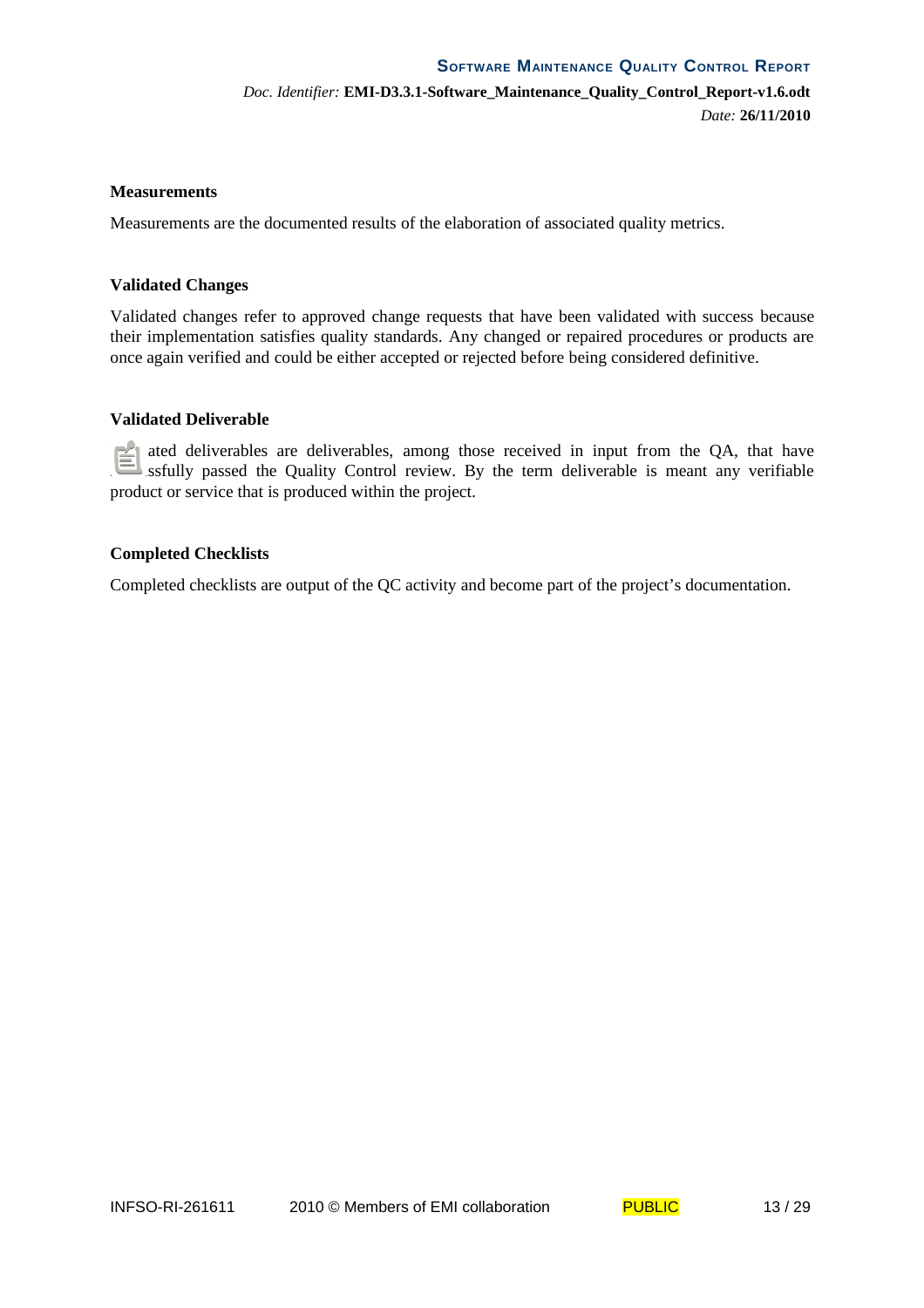#### Measurements

Measurements are the documented results of the elaboration of associated quality metrics.

#### Validated Changes

Validated changes refer to approved change requests that have been validated with success because their implementation satisfies quality standards. Any changed or repaired procedures or products are once again verified and could be either accepted or rejected before being considered definitive.

#### Validated Deliverable

ated deliverables are deliverables, among those received in input from the QA, that have ssfully passed the Quality Control review. By the term deliverable is meant any verifiable product or service that is produced within the project.

#### Completed Checklists

Completed checklists are output of the QC activity and become part of the project's documentation.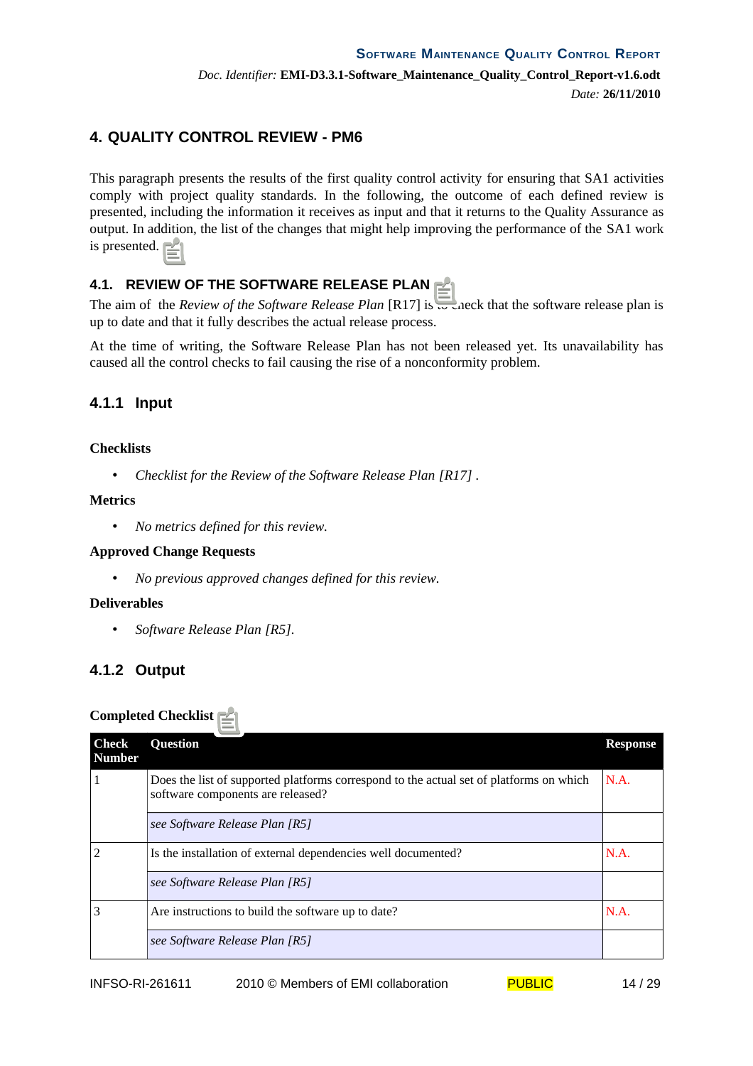# 4. QUALITY CONTROL REVIEW - PM6

This paragraph presents the results of the first quality control activity for ensuring that SA1 activities comply with project quality standards. In the following, the outcome of each defined review is presented, including the information it receives as input and that it returns to the Quality Assurance as output. In addition, the list of the changes that might help improving the performance of the SA1 work is presented.

## 4.1. REVIEW OF THE SOFTWARE RELEASE PLAN

The aim of the *Review of the Software Release Plan* [R17] is to check that the software release plan is up to date and that it fully describes the actual release process.

At the time of writing, the Software Release Plan has not been released yet. Its unavailability has caused all the control checks to fail causing the rise of a nonconformity problem.

### 4.1.1 Input

**Checklists**

- *Checklist for the Review of the Software Release Plan [R17] .*

**Metrics**

- *No metrics defined for this review.*

**Approved Change Requests**

- *No previous approved changes defined for this review.*

**Deliverables**

- *Software Release Plan [R5].*

### 4.1.2 Output

**Completed Checklist**

| Check Number | Question | Response |
|---|---|---|
| 1 | Does the list of supported platforms correspond to the actual set of platforms on which software components are released? | N.A. |
| | *see Software Release Plan [R5]* | |
| 2 | Is the installation of external dependencies well documented? | N.A. |
| | *see Software Release Plan [R5]* | |
| 3 | Are instructions to build the software up to date? | N.A. |
| | *see Software Release Plan [R5]* | |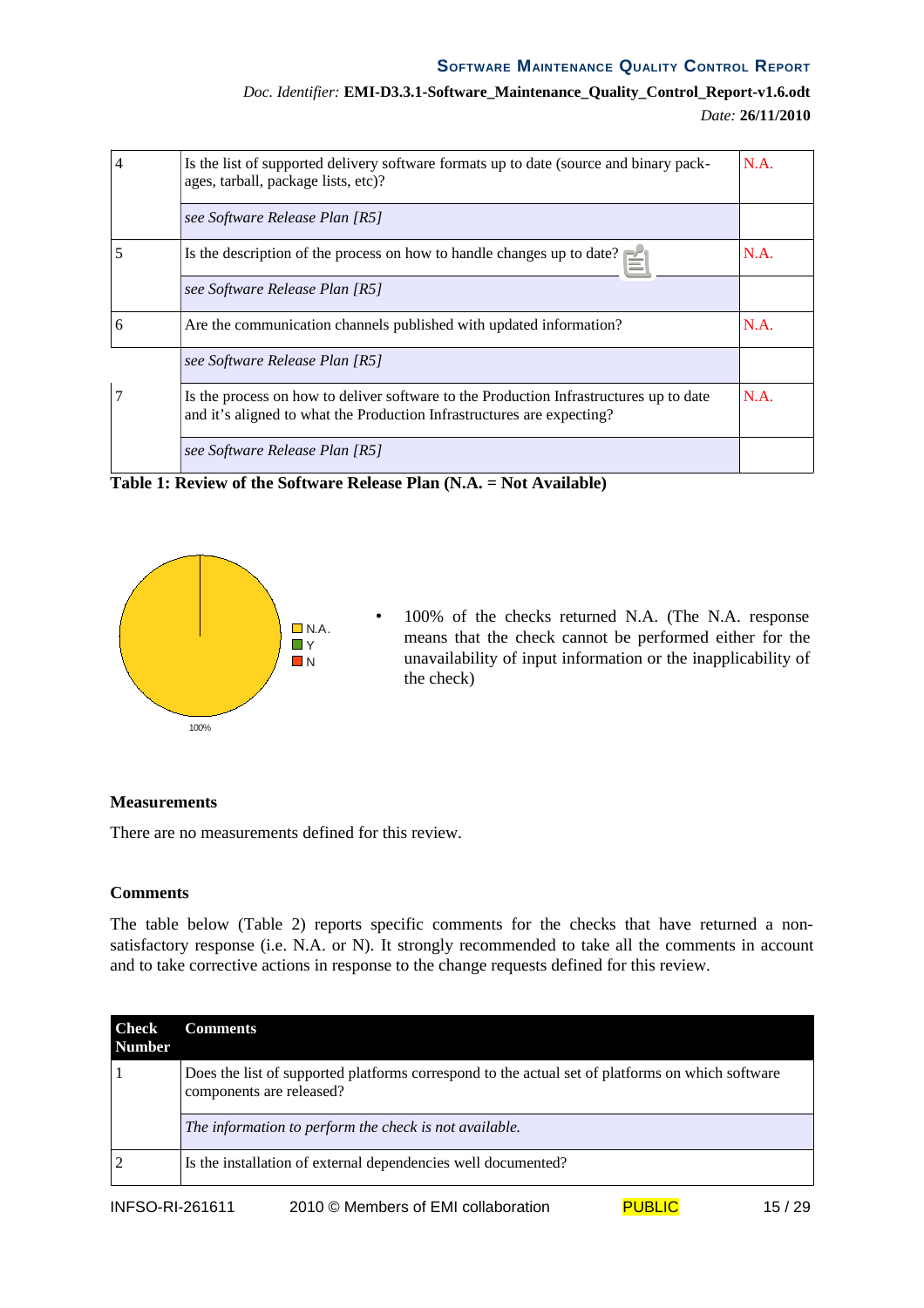| | | |
|---|---|---|
| 4 | Is the list of supported delivery software formats up to date (source and binary packages, tarball, package lists, etc)? | N.A. |
| | *see Software Release Plan [R5]* | |
| 5 | Is the description of the process on how to handle changes up to date? | N.A. |
| | *see Software Release Plan [R5]* | |
| 6 | Are the communication channels published with updated information? | N.A. |
| | *see Software Release Plan [R5]* | |
| 7 | Is the process on how to deliver software to the Production Infrastructures up to date and it's aligned to what the Production Infrastructures are expecting? | N.A. |
| | *see Software Release Plan [R5]* | |

**Table 1: Review of the Software Release Plan (N.A. = Not Available)**

N.A.
Y
N

100%

- 100% of the checks returned N.A. (The N.A. response means that the check cannot be performed either for the unavailability of input information or the inapplicability of the check)

**Measurements**

There are no measurements defined for this review.

**Comments**

The table below (Table 2) reports specific comments for the checks that have returned a non-satisfactory response (i.e. N.A. or N). It strongly recommended to take all the comments in account and to take corrective actions in response to the change requests defined for this review.

| Check Number | Comments |
|---|---|
| 1 | Does the list of supported platforms correspond to the actual set of platforms on which software components are released? |
| | *The information to perform the check is not available.* |
| 2 | Is the installation of external dependencies well documented? |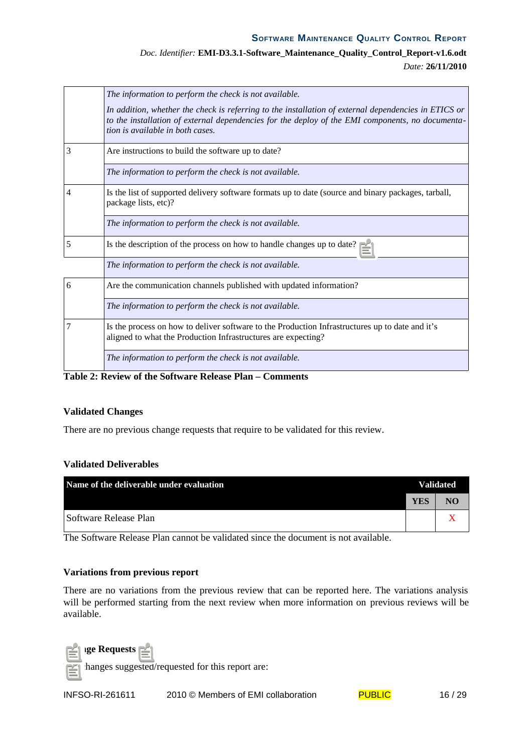| | |
|---|---|
| | *The information to perform the check is not available.*<br>*In addition, whether the check is referring to the installation of external dependencies in ETICS or to the installation of external dependencies for the deploy of the EMI components, no documentation is available in both cases.* |
| 3 | Are instructions to build the software up to date? |
| | *The information to perform the check is not available.* |
| 4 | Is the list of supported delivery software formats up to date (source and binary packages, tarball, package lists, etc)? |
| | *The information to perform the check is not available.* |
| 5 | Is the description of the process on how to handle changes up to date? |
| | *The information to perform the check is not available.* |
| 6 | Are the communication channels published with updated information? |
| | *The information to perform the check is not available.* |
| 7 | Is the process on how to deliver software to the Production Infrastructures up to date and it's aligned to what the Production Infrastructures are expecting? |
| | *The information to perform the check is not available.* |

**Table 2: Review of the Software Release Plan – Comments**

**Validated Changes**

There are no previous change requests that require to be validated for this review.

**Validated Deliverables**

| Name of the deliverable under evaluation | Validated | |
|---|---|---|
| | YES | NO |
| Software Release Plan | | X |

The Software Release Plan cannot be validated since the document is not available.

**Variations from previous report**

There are no variations from the previous review that can be reported here. The variations analysis will be performed starting from the next review when more information on previous reviews will be available.

**ge Requests**

hanges suggested/requested for this report are: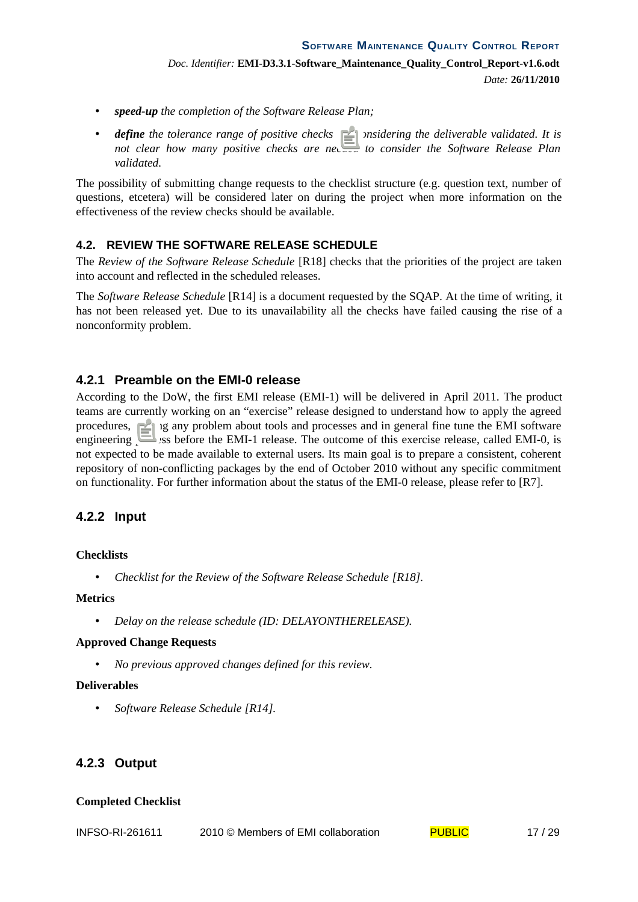- ***speed-up*** *the completion of the Software Release Plan;*
- ***define*** *the tolerance range of positive checks considering the deliverable validated. It is not clear how many positive checks are needed to consider the Software Release Plan validated.*

The possibility of submitting change requests to the checklist structure (e.g. question text, number of questions, etcetera) will be considered later on during the project when more information on the effectiveness of the review checks should be available.

## 4.2. REVIEW THE SOFTWARE RELEASE SCHEDULE

The *Review of the Software Release Schedule* [R18] checks that the priorities of the project are taken into account and reflected in the scheduled releases.

The *Software Release Schedule* [R14] is a document requested by the SQAP. At the time of writing, it has not been released yet. Due to its unavailability all the checks have failed causing the rise of a nonconformity problem.

### 4.2.1 Preamble on the EMI-0 release

According to the DoW, the first EMI release (EMI-1) will be delivered in April 2011. The product teams are currently working on an "exercise" release designed to understand how to apply the agreed procedures, fixing any problem about tools and processes and in general fine tune the EMI software engineering process before the EMI-1 release. The outcome of this exercise release, called EMI-0, is not expected to be made available to external users. Its main goal is to prepare a consistent, coherent repository of non-conflicting packages by the end of October 2010 without any specific commitment on functionality. For further information about the status of the EMI-0 release, please refer to [R7].

### 4.2.2 Input

**Checklists**

- *Checklist for the Review of the Software Release Schedule [R18].*

**Metrics**

- *Delay on the release schedule (ID: DELAYONTHERELEASE).*

**Approved Change Requests**

- *No previous approved changes defined for this review.*

**Deliverables**

- *Software Release Schedule [R14].*

### 4.2.3 Output

**Completed Checklist**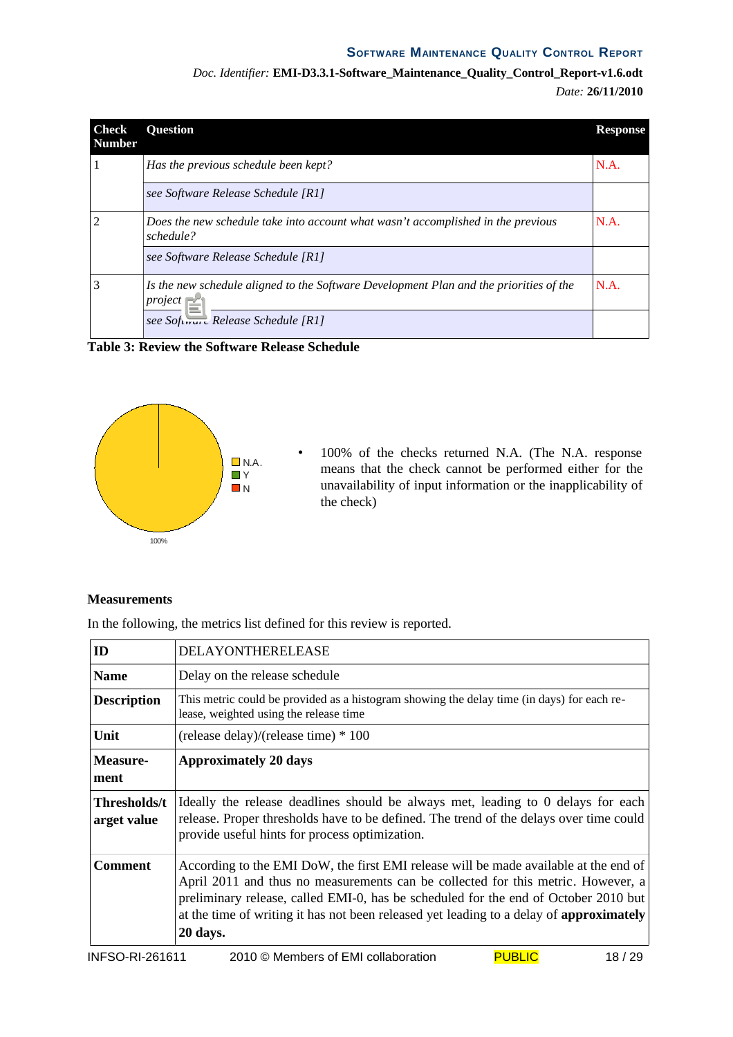| Check Number | Question | Response |
|---|---|---|
| 1 | *Has the previous schedule been kept?* | N.A. |
| | *see Software Release Schedule [R1]* | |
| 2 | *Does the new schedule take into account what wasn't accomplished in the previous schedule?* | N.A. |
| | *see Software Release Schedule [R1]* | |
| 3 | *Is the new schedule aligned to the Software Development Plan and the priorities of the project* | N.A. |
| | *see Software Release Schedule [R1]* | |

**Table 3: Review the Software Release Schedule**

- 100% of the checks returned N.A. (The N.A. response means that the check cannot be performed either for the unavailability of input information or the inapplicability of the check)

### Measurements

In the following, the metrics list defined for this review is reported.

| **ID** | DELAYONTHERELEASE |
|---|---|
| **Name** | Delay on the release schedule |
| **Description** | This metric could be provided as a histogram showing the delay time (in days) for each release, weighted using the release time |
| **Unit** | (release delay)/(release time) * 100 |
| **Measurement** | **Approximately 20 days** |
| **Thresholds/target value** | Ideally the release deadlines should be always met, leading to 0 delays for each release. Proper thresholds have to be defined. The trend of the delays over time could provide useful hints for process optimization. |
| **Comment** | According to the EMI DoW, the first EMI release will be made available at the end of April 2011 and thus no measurements can be collected for this metric. However, a preliminary release, called EMI-0, has be scheduled for the end of October 2010 but at the time of writing it has not been released yet leading to a delay of **approximately 20 days.** |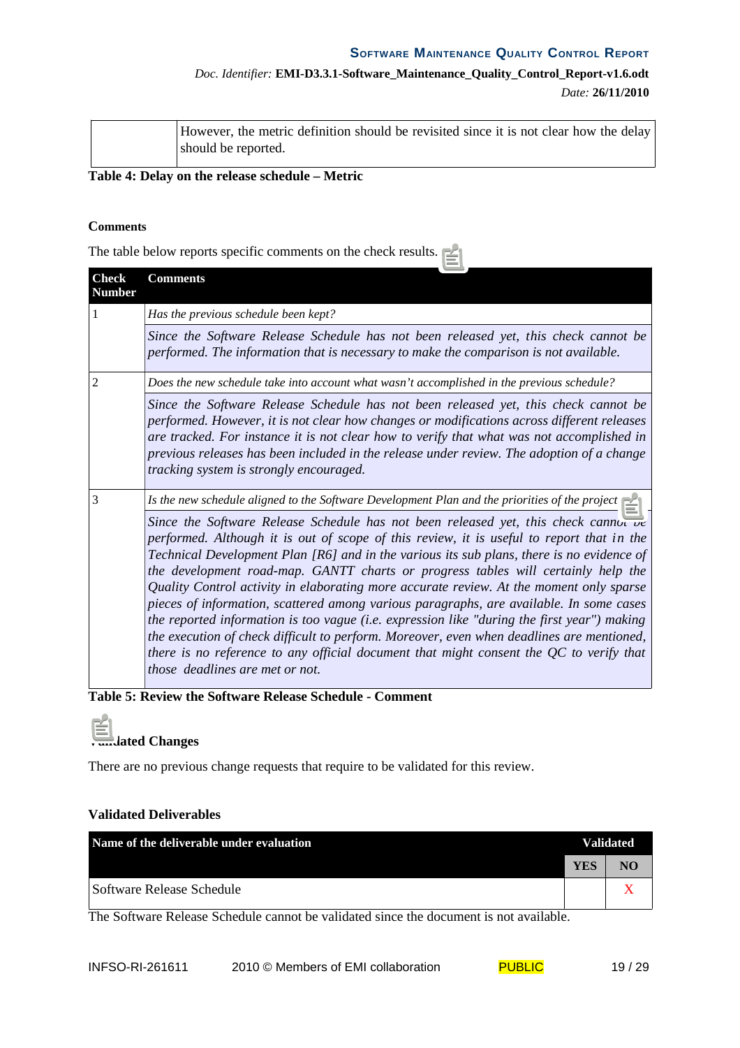| | However, the metric definition should be revisited since it is not clear how the delay should be reported. |
|---|---|

**Table 4: Delay on the release schedule – Metric**

**Comments**

The table below reports specific comments on the check results.

| Check Number | Comments |
|---|---|
| 1 | *Has the previous schedule been kept?* |
| | *Since the Software Release Schedule has not been released yet, this check cannot be performed. The information that is necessary to make the comparison is not available.* |
| 2 | *Does the new schedule take into account what wasn't accomplished in the previous schedule?* |
| | *Since the Software Release Schedule has not been released yet, this check cannot be performed. However, it is not clear how changes or modifications across different releases are tracked. For instance it is not clear how to verify that what was not accomplished in previous releases has been included in the release under review. The adoption of a change tracking system is strongly encouraged.* |
| 3 | *Is the new schedule aligned to the Software Development Plan and the priorities of the project* |
| | *Since the Software Release Schedule has not been released yet, this check cannot be performed. Although it is out of scope of this review, it is useful to report that in the Technical Development Plan [R6] and in the various its sub plans, there is no evidence of the development road-map. GANTT charts or progress tables will certainly help the Quality Control activity in elaborating more accurate review. At the moment only sparse pieces of information, scattered among various paragraphs, are available. In some cases the reported information is too vague (i.e. expression like "during the first year") making the execution of check difficult to perform. Moreover, even when deadlines are mentioned, there is no reference to any official document that might consent the QC to verify that those deadlines are met or not.* |

**Table 5: Review the Software Release Schedule - Comment**

**Validated Changes**

There are no previous change requests that require to be validated for this review.

**Validated Deliverables**

| Name of the deliverable under evaluation | Validated | |
|---|---|---|
| | YES | NO |
| Software Release Schedule | | X |

The Software Release Schedule cannot be validated since the document is not available.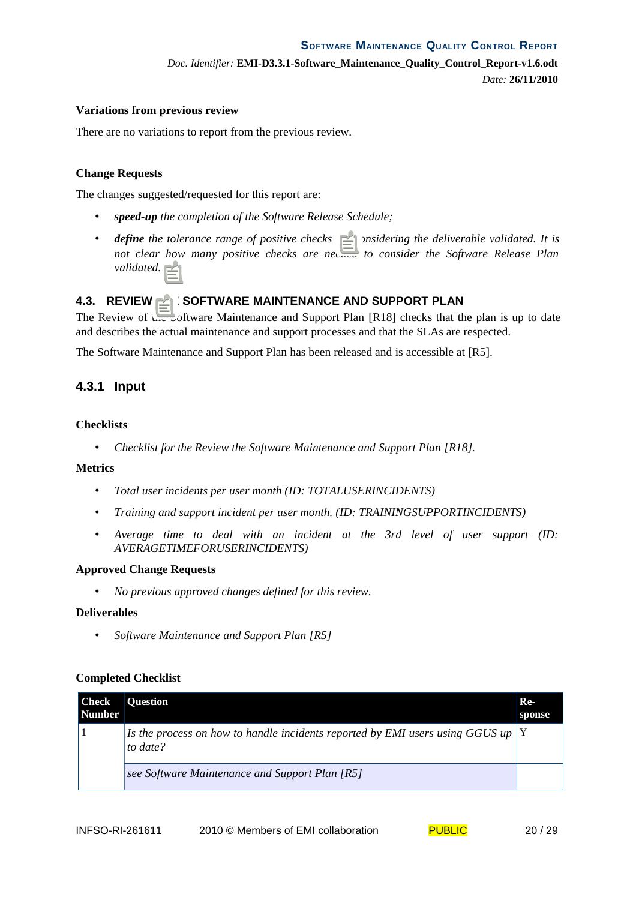**Variations from previous review**

There are no variations to report from the previous review.

**Change Requests**

The changes suggested/requested for this report are:

- ***speed-up** the completion of the Software Release Schedule;*
- ***define** the tolerance range of positive checks considering the deliverable validated. It is not clear how many positive checks are needed to consider the Software Release Plan validated.*

## 4.3. REVIEW OF THE SOFTWARE MAINTENANCE AND SUPPORT PLAN

The Review of the Software Maintenance and Support Plan [R18] checks that the plan is up to date and describes the actual maintenance and support processes and that the SLAs are respected.

The Software Maintenance and Support Plan has been released and is accessible at [R5].

### 4.3.1 Input

**Checklists**

- *Checklist for the Review the Software Maintenance and Support Plan [R18].*

**Metrics**

- *Total user incidents per user month (ID: TOTALUSERINCIDENTS)*
- *Training and support incident per user month. (ID: TRAININGSUPPORTINCIDENTS)*
- *Average time to deal with an incident at the 3rd level of user support (ID: AVERAGETIMEFORUSERINCIDENTS)*

**Approved Change Requests**

- *No previous approved changes defined for this review.*

**Deliverables**

- *Software Maintenance and Support Plan [R5]*

**Completed Checklist**

| Check Number | Question | Re-sponse |
|---|---|---|
| 1 | *Is the process on how to handle incidents reported by EMI users using GGUS up to date?* | Y |
| | *see Software Maintenance and Support Plan [R5]* | |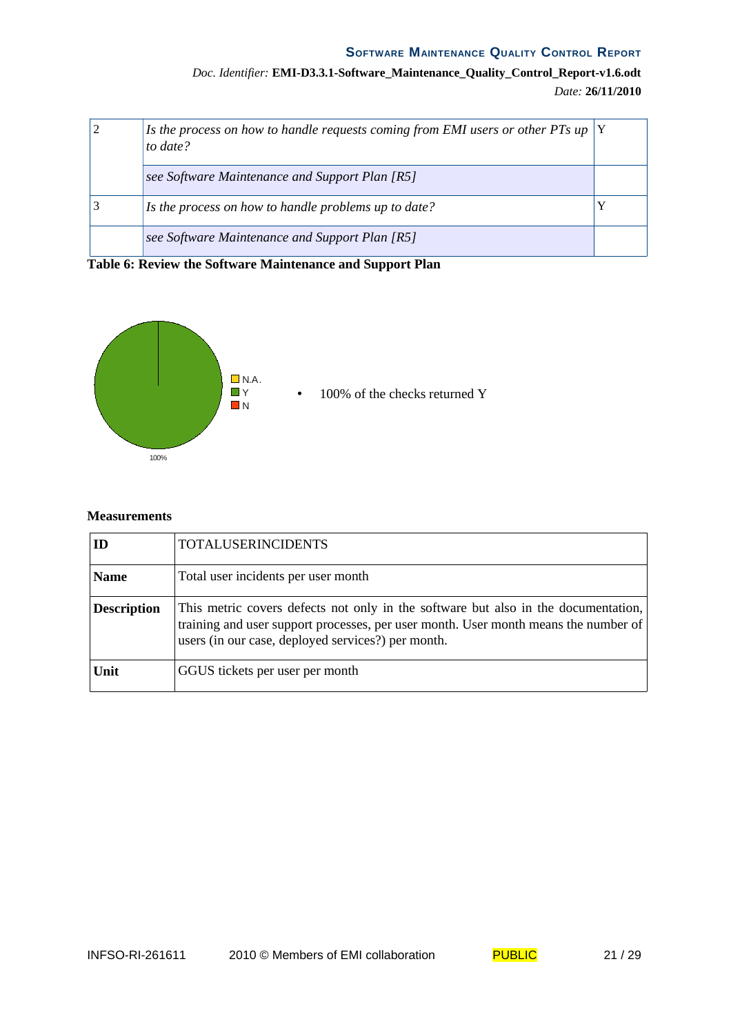| | | |
|---|---|---|
| 2 | *Is the process on how to handle requests coming from EMI users or other PTs up to date?* | Y |
| | *see Software Maintenance and Support Plan [R5]* | |
| 3 | *Is the process on how to handle problems up to date?* | Y |
| | *see Software Maintenance and Support Plan [R5]* | |

**Table 6: Review the Software Maintenance and Support Plan**

- 100% of the checks returned Y

**Measurements**

| | |
|---|---|
| **ID** | TOTALUSERINCIDENTS |
| **Name** | Total user incidents per user month |
| **Description** | This metric covers defects not only in the software but also in the documentation, training and user support processes, per user month. User month means the number of users (in our case, deployed services?) per month. |
| **Unit** | GGUS tickets per user per month |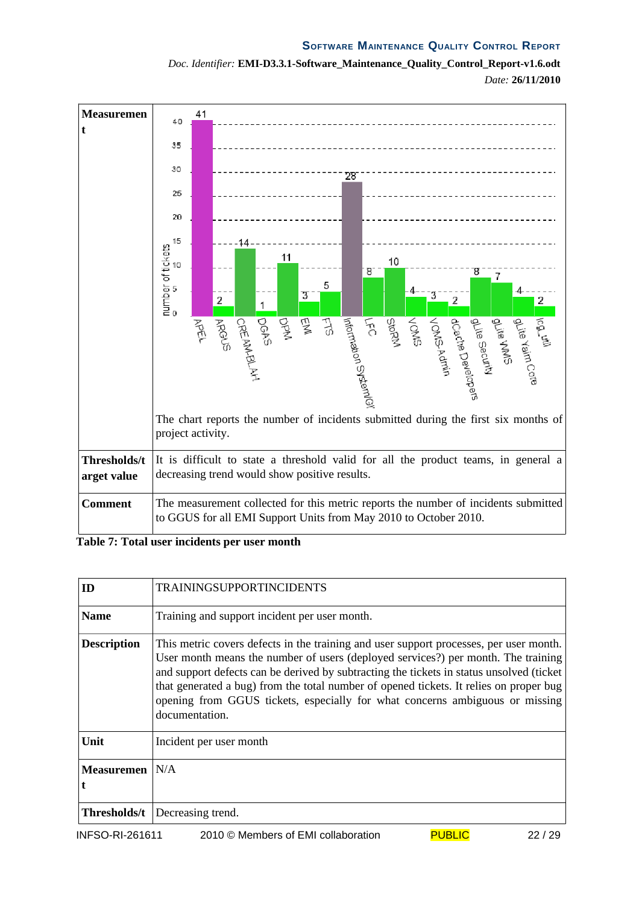| | |
|---|---|
| **Measurement** | The chart reports the number of incidents submitted during the first six months of project activity. |
| **Thresholds/target value** | It is difficult to state a threshold valid for all the product teams, in general a decreasing trend would show positive results. |
| **Comment** | The measurement collected for this metric reports the number of incidents submitted to GGUS for all EMI Support Units from May 2010 to October 2010. |

**Table 7: Total user incidents per user month**

| | |
|---|---|
| **ID** | TRAININGSUPPORTINCIDENTS |
| **Name** | Training and support incident per user month. |
| **Description** | This metric covers defects in the training and user support processes, per user month. User month means the number of users (deployed services?) per month. The training and support defects can be derived by subtracting the tickets in status unsolved (ticket that generated a bug) from the total number of opened tickets. It relies on proper bug opening from GGUS tickets, especially for what concerns ambiguous or missing documentation. |
| **Unit** | Incident per user month |
| **Measurement** | N/A |
| **Thresholds/t** | Decreasing trend. |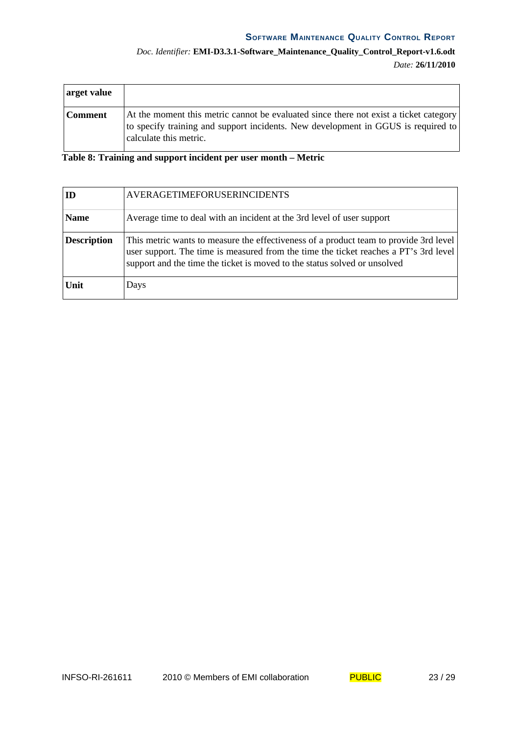| arget value | |
|---|---|
| **Comment** | At the moment this metric cannot be evaluated since there not exist a ticket category to specify training and support incidents. New development in GGUS is required to calculate this metric. |

**Table 8: Training and support incident per user month – Metric**

| **ID** | AVERAGETIMEFORUSERINCIDENTS |
|---|---|
| **Name** | Average time to deal with an incident at the 3rd level of user support |
| **Description** | This metric wants to measure the effectiveness of a product team to provide 3rd level user support. The time is measured from the time the ticket reaches a PT's 3rd level support and the time the ticket is moved to the status solved or unsolved |
| **Unit** | Days |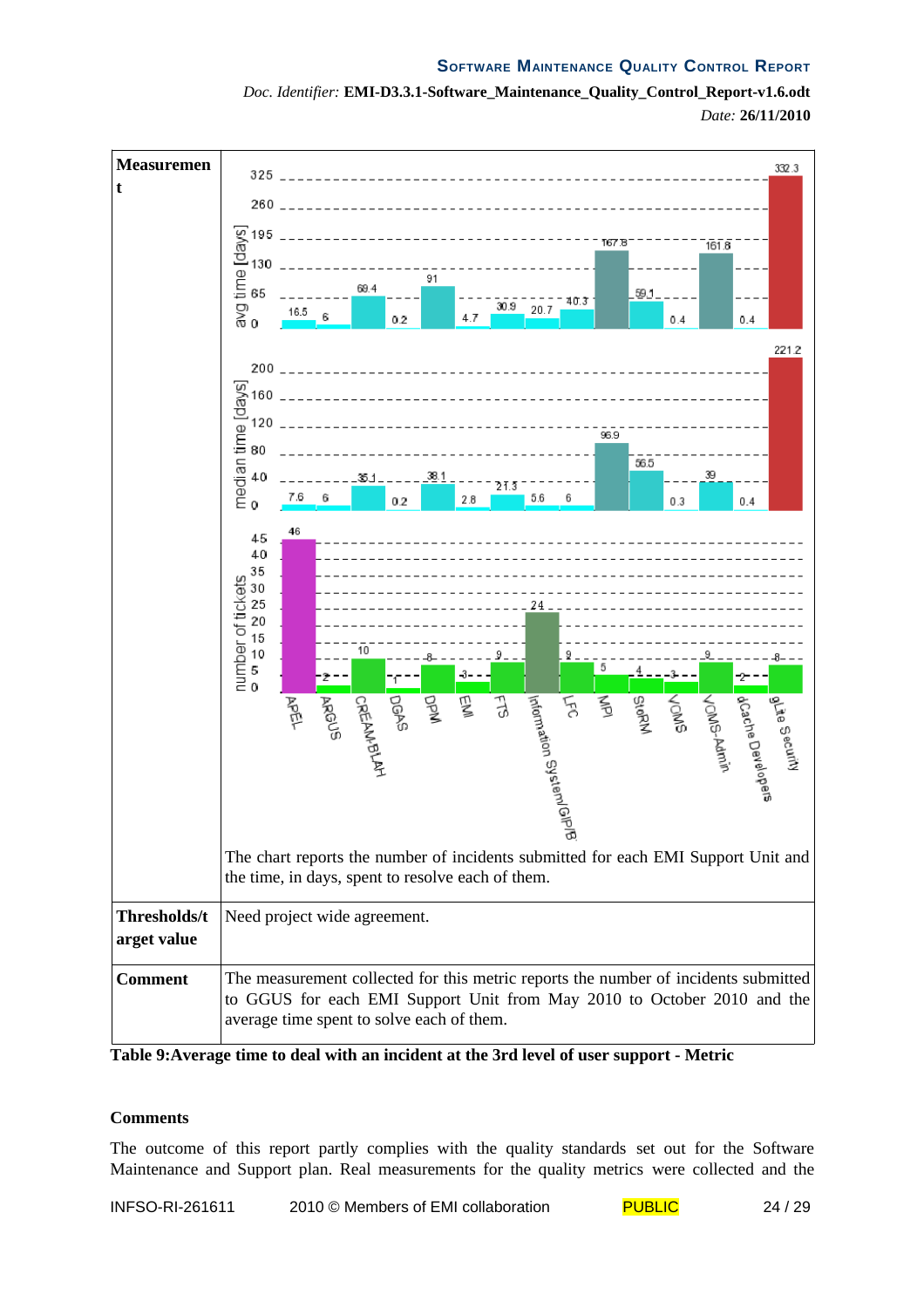| | |
|---|---|
| **Measurement** | The chart reports the number of incidents submitted for each EMI Support Unit and the time, in days, spent to resolve each of them. |
| **Thresholds/target value** | Need project wide agreement. |
| **Comment** | The measurement collected for this metric reports the number of incidents submitted to GGUS for each EMI Support Unit from May 2010 to October 2010 and the average time spent to solve each of them. |

**Table 9:Average time to deal with an incident at the 3rd level of user support - Metric**

### Comments

The outcome of this report partly complies with the quality standards set out for the Software Maintenance and Support plan. Real measurements for the quality metrics were collected and the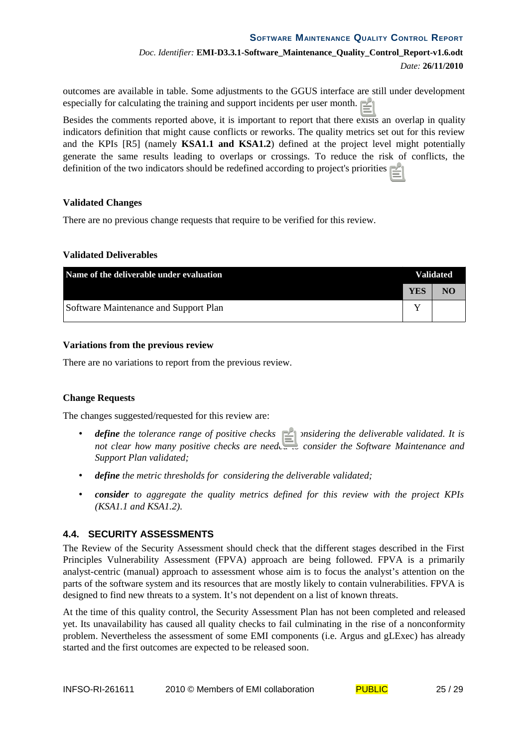outcomes are available in table. Some adjustments to the GGUS interface are still under development especially for calculating the training and support incidents per user month.

Besides the comments reported above, it is important to report that there exists an overlap in quality indicators definition that might cause conflicts or reworks. The quality metrics set out for this review and the KPIs [R5] (namely **KSA1.1 and KSA1.2**) defined at the project level might potentially generate the same results leading to overlaps or crossings. To reduce the risk of conflicts, the definition of the two indicators should be redefined according to project's priorities

**Validated Changes**

There are no previous change requests that require to be verified for this review.

**Validated Deliverables**

| Name of the deliverable under evaluation | Validated | |
|---|---|---|
| | YES | NO |
| Software Maintenance and Support Plan | Y | |

**Variations from the previous review**

There are no variations to report from the previous review.

**Change Requests**

The changes suggested/requested for this review are:

- ***define*** *the tolerance range of positive checks considering the deliverable validated. It is not clear how many positive checks are needed to consider the Software Maintenance and Support Plan validated;*
- ***define*** *the metric thresholds for considering the deliverable validated;*
- ***consider*** *to aggregate the quality metrics defined for this review with the project KPIs (KSA1.1 and KSA1.2).*

## 4.4. SECURITY ASSESSMENTS

The Review of the Security Assessment should check that the different stages described in the First Principles Vulnerability Assessment (FPVA) approach are being followed. FPVA is a primarily analyst-centric (manual) approach to assessment whose aim is to focus the analyst's attention on the parts of the software system and its resources that are mostly likely to contain vulnerabilities. FPVA is designed to find new threats to a system. It's not dependent on a list of known threats.

At the time of this quality control, the Security Assessment Plan has not been completed and released yet. Its unavailability has caused all quality checks to fail culminating in the rise of a nonconformity problem. Nevertheless the assessment of some EMI components (i.e. Argus and gLExec) has already started and the first outcomes are expected to be released soon.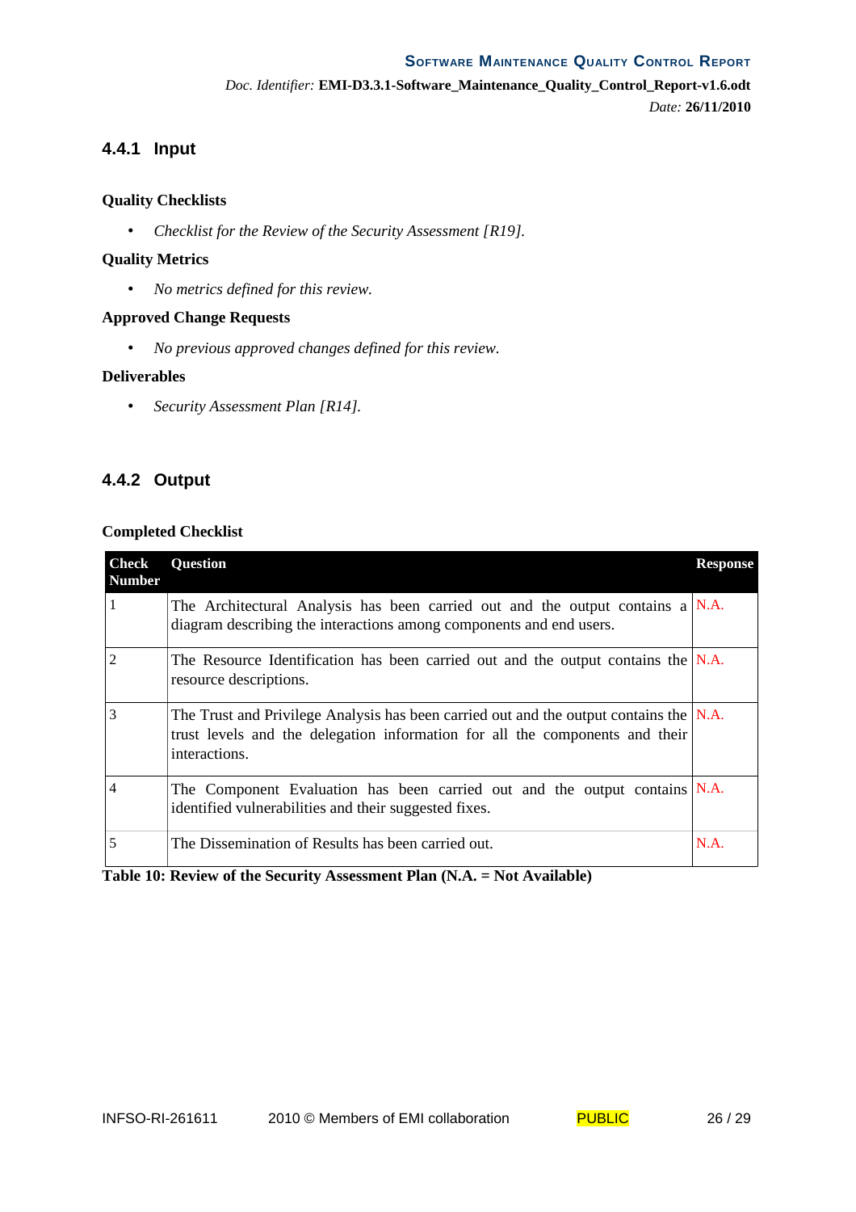### 4.4.1 Input

**Quality Checklists**

- *Checklist for the Review of the Security Assessment [R19].*

**Quality Metrics**

- *No metrics defined for this review.*

**Approved Change Requests**

- *No previous approved changes defined for this review.*

**Deliverables**

- *Security Assessment Plan [R14].*

### 4.4.2 Output

**Completed Checklist**

| Check Number | Question | Response |
|---|---|---|
| 1 | The Architectural Analysis has been carried out and the output contains a diagram describing the interactions among components and end users. | N.A. |
| 2 | The Resource Identification has been carried out and the output contains the resource descriptions. | N.A. |
| 3 | The Trust and Privilege Analysis has been carried out and the output contains the trust levels and the delegation information for all the components and their interactions. | N.A. |
| 4 | The Component Evaluation has been carried out and the output contains identified vulnerabilities and their suggested fixes. | N.A. |
| 5 | The Dissemination of Results has been carried out. | N.A. |

**Table 10: Review of the Security Assessment Plan (N.A. = Not Available)**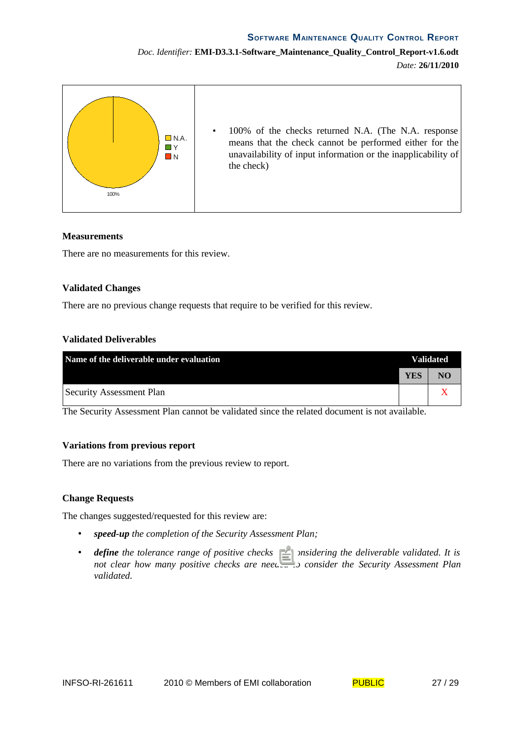| | |
|---|---|
| N.A. / Y / N — 100% | • 100% of the checks returned N.A. (The N.A. response means that the check cannot be performed either for the unavailability of input information or the inapplicability of the check) |

**Measurements**

There are no measurements for this review.

**Validated Changes**

There are no previous change requests that require to be verified for this review.

**Validated Deliverables**

| Name of the deliverable under evaluation | Validated | |
|---|---|---|
| | YES | NO |
| Security Assessment Plan | | X |

The Security Assessment Plan cannot be validated since the related document is not available.

**Variations from previous report**

There are no variations from the previous review to report.

**Change Requests**

The changes suggested/requested for this review are:

- ***speed-up*** *the completion of the Security Assessment Plan;*
- ***define*** *the tolerance range of positive checks considering the deliverable validated. It is not clear how many positive checks are needed to consider the Security Assessment Plan validated.*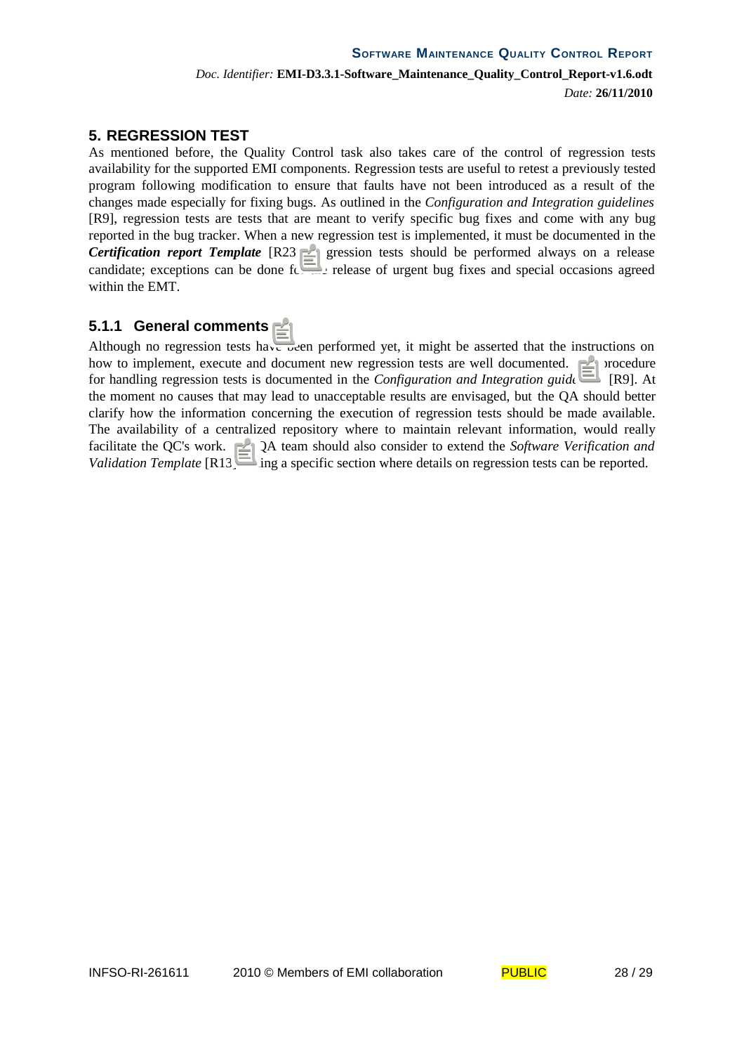# 5. REGRESSION TEST

As mentioned before, the Quality Control task also takes care of the control of regression tests availability for the supported EMI components. Regression tests are useful to retest a previously tested program following modification to ensure that faults have not been introduced as a result of the changes made especially for fixing bugs. As outlined in the *Configuration and Integration guidelines* [R9], regression tests are tests that are meant to verify specific bug fixes and come with any bug reported in the bug tracker. When a new regression test is implemented, it must be documented in the ***Certification report Template*** [R23]. Regression tests should be performed always on a release candidate; exceptions can be done for the release of urgent bug fixes and special occasions agreed within the EMT.

### 5.1.1 General comments

Although no regression tests have been performed yet, it might be asserted that the instructions on how to implement, execute and document new regression tests are well documented. The procedure for handling regression tests is documented in the *Configuration and Integration guide* [R9]. At the moment no causes that may lead to unacceptable results are envisaged, but the QA should better clarify how the information concerning the execution of regression tests should be made available. The availability of a centralized repository where to maintain relevant information, would really facilitate the QC's work. The QA team should also consider to extend the *Software Verification and Validation Template* [R13] adding a specific section where details on regression tests can be reported.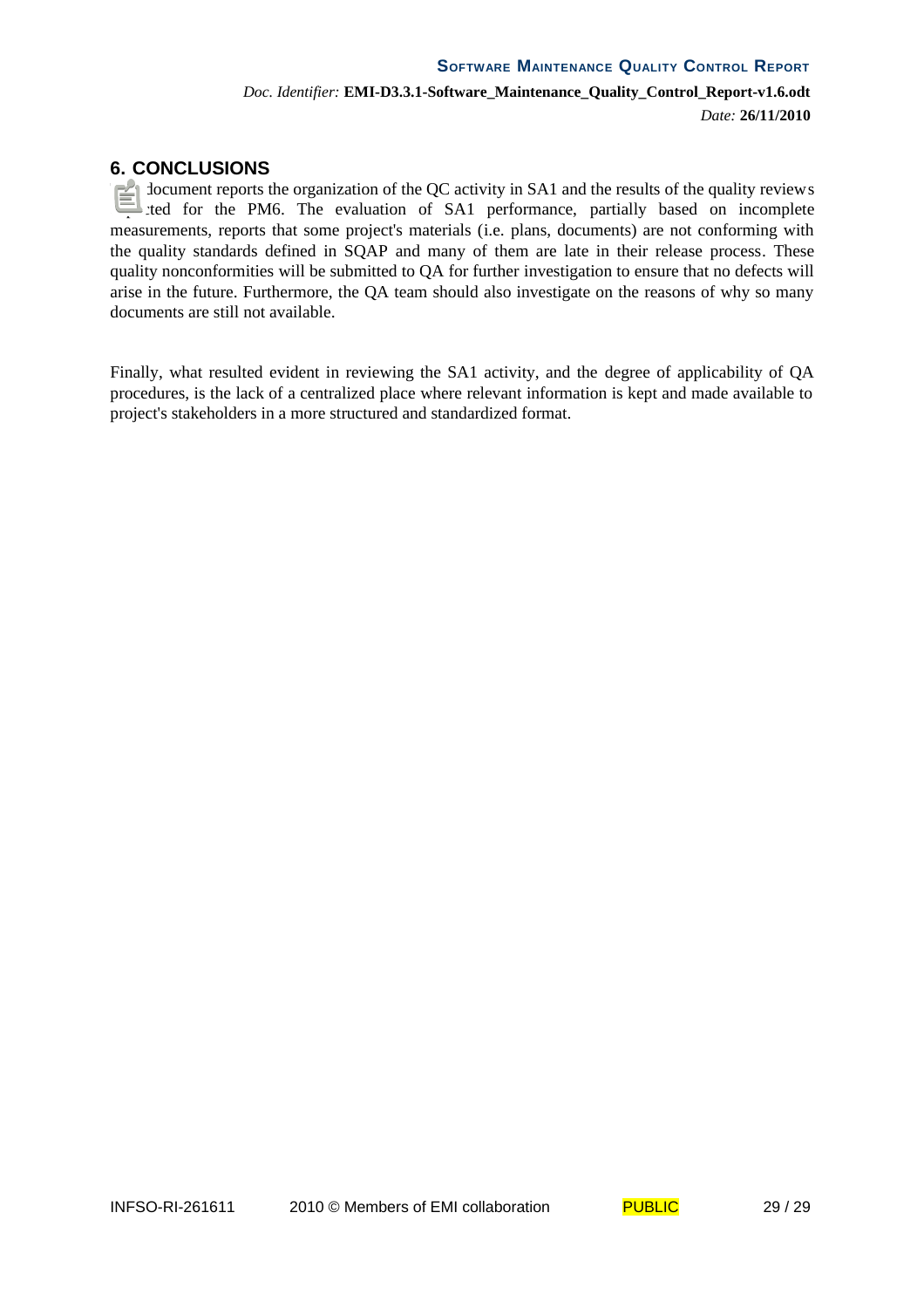# 6. CONCLUSIONS

This document reports the organization of the QC activity in SA1 and the results of the quality reviews conducted for the PM6. The evaluation of SA1 performance, partially based on incomplete measurements, reports that some project's materials (i.e. plans, documents) are not conforming with the quality standards defined in SQAP and many of them are late in their release process. These quality nonconformities will be submitted to QA for further investigation to ensure that no defects will arise in the future. Furthermore, the QA team should also investigate on the reasons of why so many documents are still not available.

Finally, what resulted evident in reviewing the SA1 activity, and the degree of applicability of QA procedures, is the lack of a centralized place where relevant information is kept and made available to project's stakeholders in a more structured and standardized format.